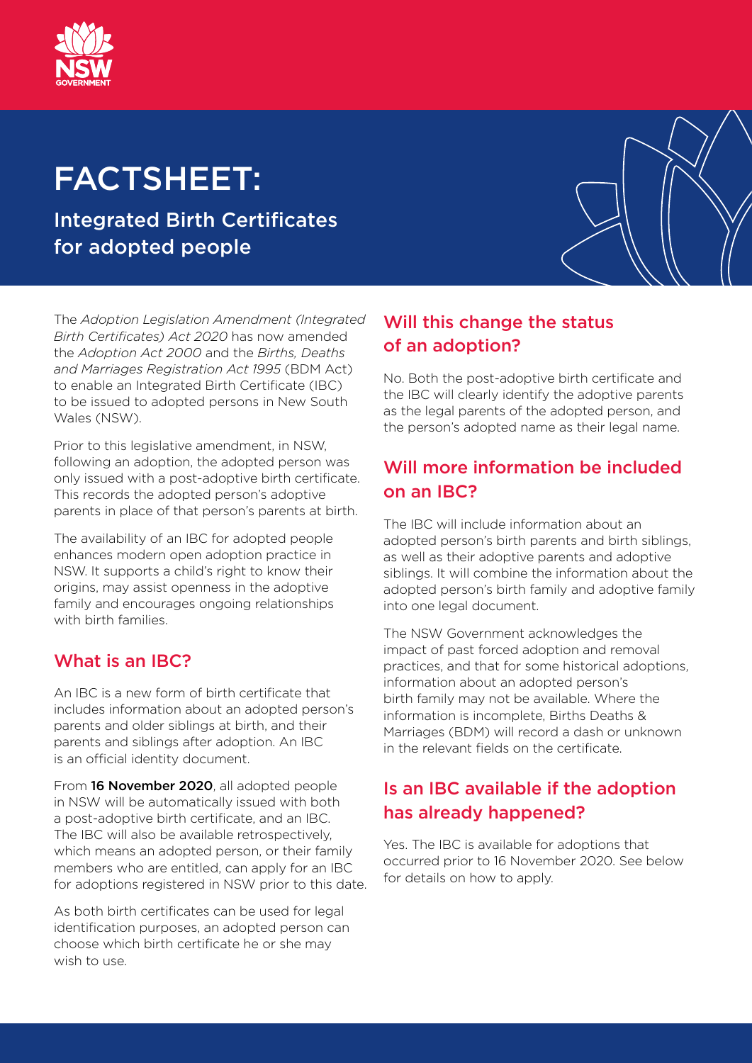# FACTSHEET:

## Integrated Birth Certificates for adopted people

The *Adoption Legislation Amendment (Integrated Birth Certificates) Act 2020* has now amended the *Adoption Act 2000* and the *Births, Deaths and Marriages Registration Act 1995* (BDM Act) to enable an Integrated Birth Certificate (IBC) to be issued to adopted persons in New South Wales (NSW).

Prior to this legislative amendment, in NSW, following an adoption, the adopted person was only issued with a post-adoptive birth certificate. This records the adopted person's adoptive parents in place of that person's parents at birth.

The availability of an IBC for adopted people enhances modern open adoption practice in NSW. It supports a child's right to know their origins, may assist openness in the adoptive family and encourages ongoing relationships with birth families.

### What is an IBC?

An IBC is a new form of birth certificate that includes information about an adopted person's parents and older siblings at birth, and their parents and siblings after adoption. An IBC is an official identity document.

From **16 November 2020**, all adopted people in NSW will be automatically issued with both a post-adoptive birth certificate, and an IBC. The IBC will also be available retrospectively, which means an adopted person, or their family members who are entitled, can apply for an IBC for adoptions registered in NSW prior to this date.

As both birth certificates can be used for legal identification purposes, an adopted person can choose which birth certificate he or she may wish to use.

### Will this change the status of an adoption?

No. Both the post-adoptive birth certificate and the IBC will clearly identify the adoptive parents as the legal parents of the adopted person, and the person's adopted name as their legal name.

### Will more information be included on an IBC?

The IBC will include information about an adopted person's birth parents and birth siblings, as well as their adoptive parents and adoptive siblings. It will combine the information about the adopted person's birth family and adoptive family into one legal document.

The NSW Government acknowledges the impact of past forced adoption and removal practices, and that for some historical adoptions, information about an adopted person's birth family may not be available. Where the information is incomplete, Births Deaths & Marriages (BDM) will record a dash or unknown in the relevant fields on the certificate.

### Is an IBC available if the adoption has already happened?

Yes. The IBC is available for adoptions that occurred prior to 16 November 2020. See below for details on how to apply.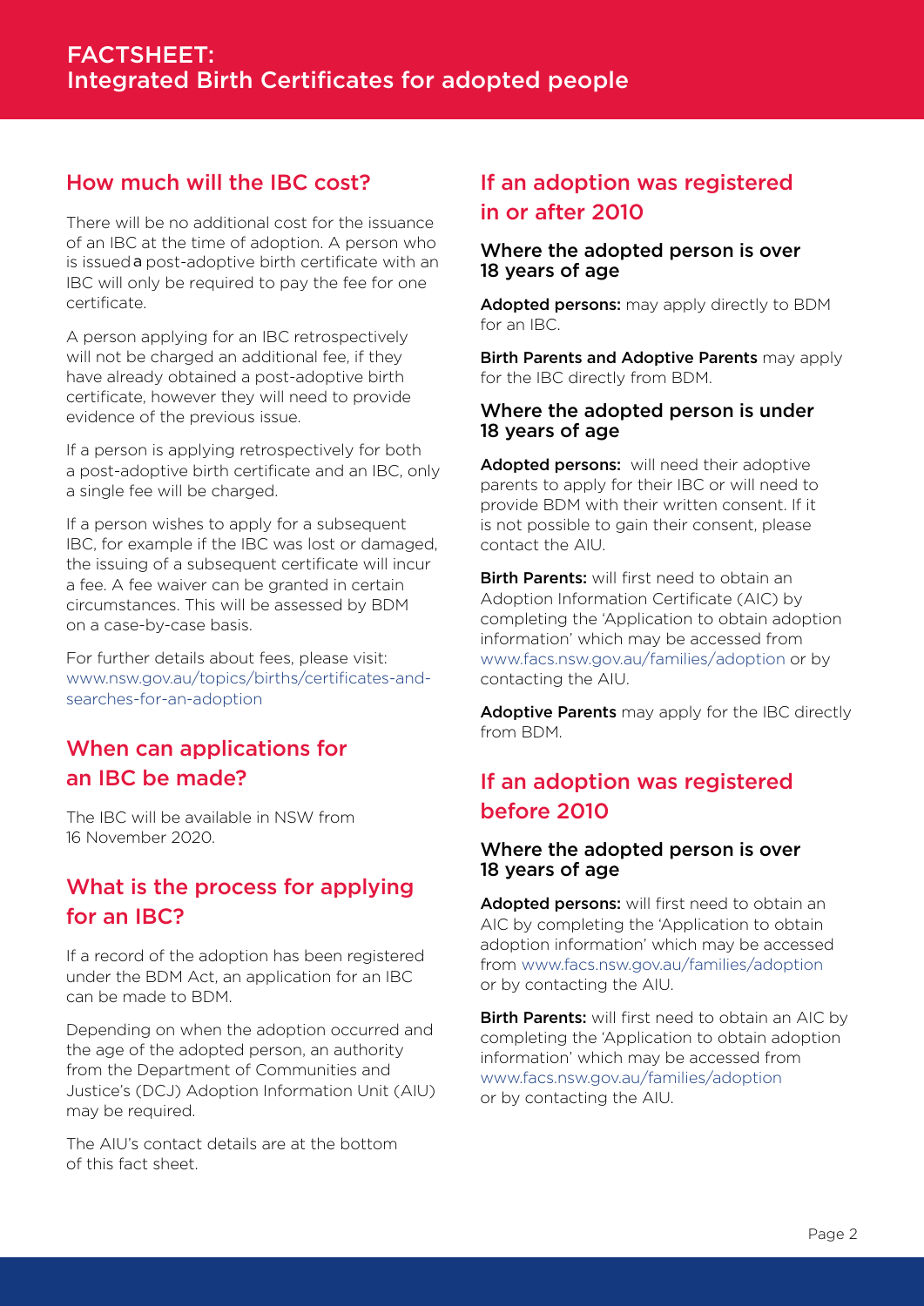## How much will the IBC cost?

There will be no additional cost for the issuance of an IBC at the time of adoption. A person who is issued a post-adoptive birth certificate with an IBC will only be required to pay the fee for one certificate.

A person applying for an IBC retrospectively will not be charged an additional fee, if they have already obtained a post-adoptive birth certificate, however they will need to provide evidence of the previous issue.

If a person is applying retrospectively for both a post-adoptive birth certificate and an IBC, only a single fee will be charged.

If a person wishes to apply for a subsequent IBC, for example if the IBC was lost or damaged, the issuing of a subsequent certificate will incur a fee. A fee waiver can be granted in certain circumstances. This will be assessed by BDM on a case-by-case basis.

For further details about fees, please visit: www.nsw.gov.au/topics/births/certificates-and-searches-for-an-adoption

## When can applications for an IBC be made?

The IBC will be available in NSW from 16 November 2020.

## What is the process for applying for an IBC?

If a record of the adoption has been registered under the BDM Act, an application for an IBC can be made to BDM.

Depending on when the adoption occurred and the age of the adopted person, an authority from the Department of Communities and Justice's (DCJ) Adoption Information Unit (AIU) may be required.

The AIU's contact details are at the bottom of this fact sheet.

## If an adoption was registered in or after 2010

### Where the adopted person is over 18 years of age

**Adopted persons:** may apply directly to BDM for an IBC.

**Birth Parents and Adoptive Parents** may apply for the IBC directly from BDM.

### Where the adopted person is under 18 years of age

**Adopted persons:** will need their adoptive parents to apply for their IBC or will need to provide BDM with their written consent. If it is not possible to gain their consent, please contact the AIU.

**Birth Parents:** will first need to obtain an Adoption Information Certificate (AIC) by completing the 'Application to obtain adoption information' which may be accessed from www.facs.nsw.gov.au/families/adoption or by contacting the AIU.

**Adoptive Parents** may apply for the IBC directly from BDM.

## If an adoption was registered before 2010

### Where the adopted person is over 18 years of age

**Adopted persons:** will first need to obtain an AIC by completing the 'Application to obtain adoption information' which may be accessed from www.facs.nsw.gov.au/families/adoption or by contacting the AIU.

**Birth Parents:** will first need to obtain an AIC by completing the 'Application to obtain adoption information' which may be accessed from www.facs.nsw.gov.au/families/adoption or by contacting the AIU.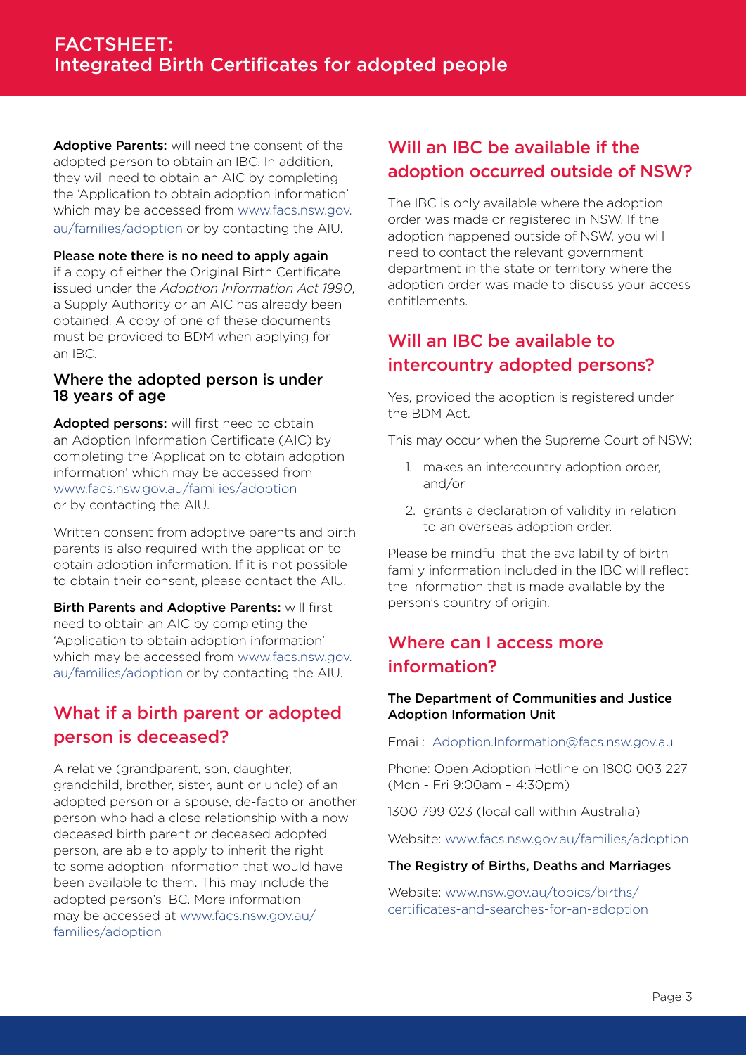**Adoptive Parents:** will need the consent of the adopted person to obtain an IBC. In addition, they will need to obtain an AIC by completing the 'Application to obtain adoption information' which may be accessed from www.facs.nsw.gov.au/families/adoption or by contacting the AIU.

**Please note there is no need to apply again** if a copy of either the Original Birth Certificate issued under the *Adoption Information Act 1990*, a Supply Authority or an AIC has already been obtained. A copy of one of these documents must be provided to BDM when applying for an IBC.

### Where the adopted person is under 18 years of age

**Adopted persons:** will first need to obtain an Adoption Information Certificate (AIC) by completing the 'Application to obtain adoption information' which may be accessed from www.facs.nsw.gov.au/families/adoption or by contacting the AIU.

Written consent from adoptive parents and birth parents is also required with the application to obtain adoption information. If it is not possible to obtain their consent, please contact the AIU.

**Birth Parents and Adoptive Parents:** will first need to obtain an AIC by completing the 'Application to obtain adoption information' which may be accessed from www.facs.nsw.gov.au/families/adoption or by contacting the AIU.

## What if a birth parent or adopted person is deceased?

A relative (grandparent, son, daughter, grandchild, brother, sister, aunt or uncle) of an adopted person or a spouse, de-facto or another person who had a close relationship with a now deceased birth parent or deceased adopted person, are able to apply to inherit the right to some adoption information that would have been available to them. This may include the adopted person's IBC. More information may be accessed at www.facs.nsw.gov.au/families/adoption

## Will an IBC be available if the adoption occurred outside of NSW?

The IBC is only available where the adoption order was made or registered in NSW. If the adoption happened outside of NSW, you will need to contact the relevant government department in the state or territory where the adoption order was made to discuss your access entitlements.

## Will an IBC be available to intercountry adopted persons?

Yes, provided the adoption is registered under the BDM Act.

This may occur when the Supreme Court of NSW:

1. makes an intercountry adoption order, and/or
2. grants a declaration of validity in relation to an overseas adoption order.

Please be mindful that the availability of birth family information included in the IBC will reflect the information that is made available by the person's country of origin.

## Where can I access more information?

**The Department of Communities and Justice Adoption Information Unit**

Email: Adoption.Information@facs.nsw.gov.au

Phone: Open Adoption Hotline on 1800 003 227 (Mon - Fri 9:00am – 4:30pm)

1300 799 023 (local call within Australia)

Website: www.facs.nsw.gov.au/families/adoption

**The Registry of Births, Deaths and Marriages**

Website: www.nsw.gov.au/topics/births/certificates-and-searches-for-an-adoption